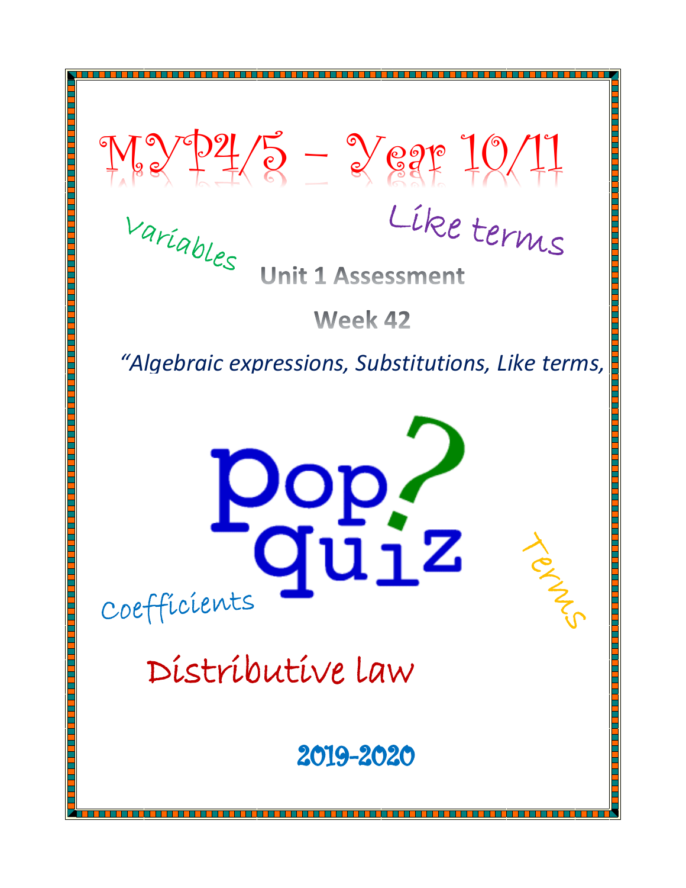# MYP4/5 – Year 10/11

Variables

Like terms

## Unit 1 Assessment

## Week 42

*"Algebraic expressions, Substitutions, Like terms,*

pop quiz

Coefficients

Terms

Distributive law

2019-2020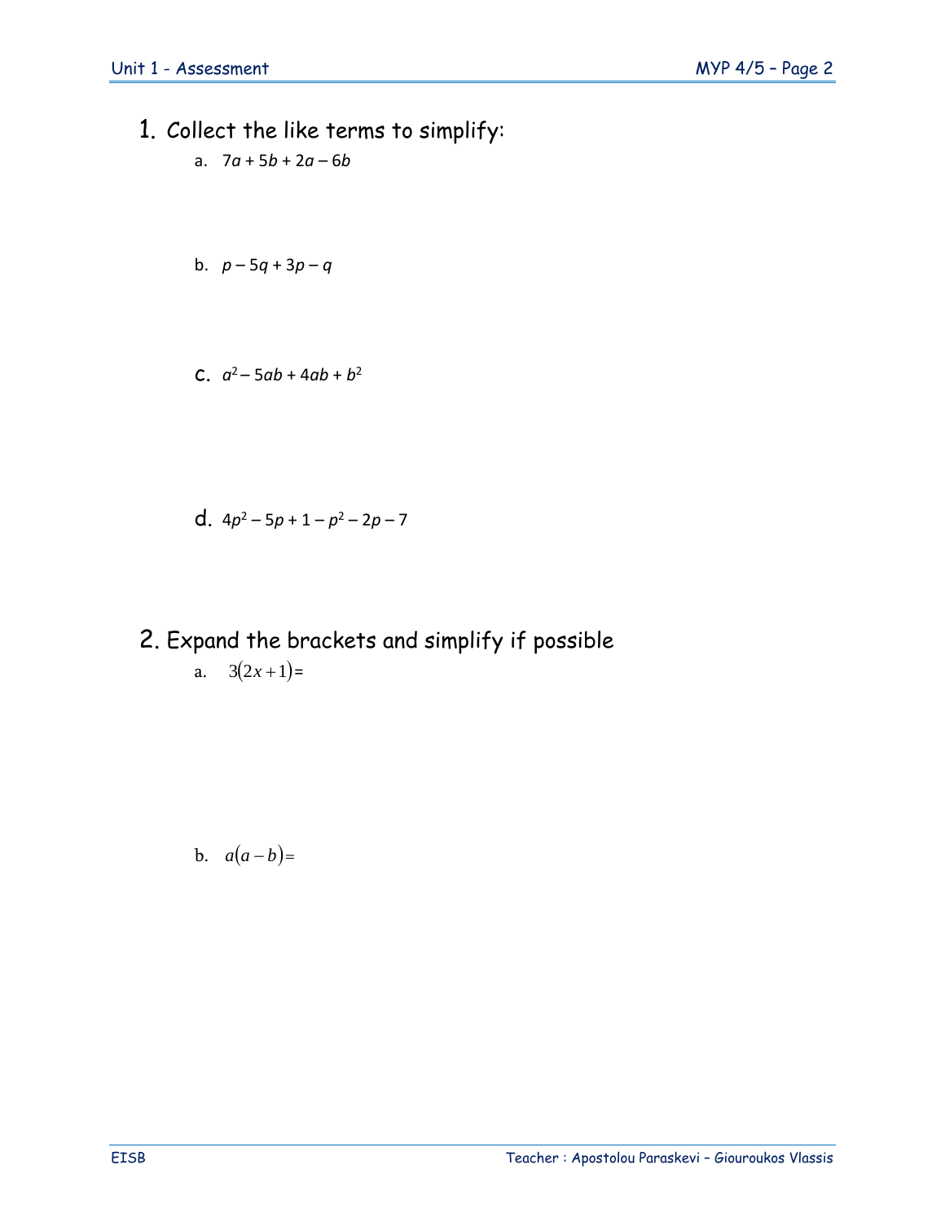## 1. Collect the like terms to simplify:

a. $7a + 5b + 2a - 6b$

b. $p - 5q + 3p - q$

c. $a^2 - 5ab + 4ab + b^2$

d. $4p^2 - 5p + 1 - p^2 - 2p - 7$

## 2. Expand the brackets and simplify if possible

a. $3(2x + 1) =$

b. $a(a - b) =$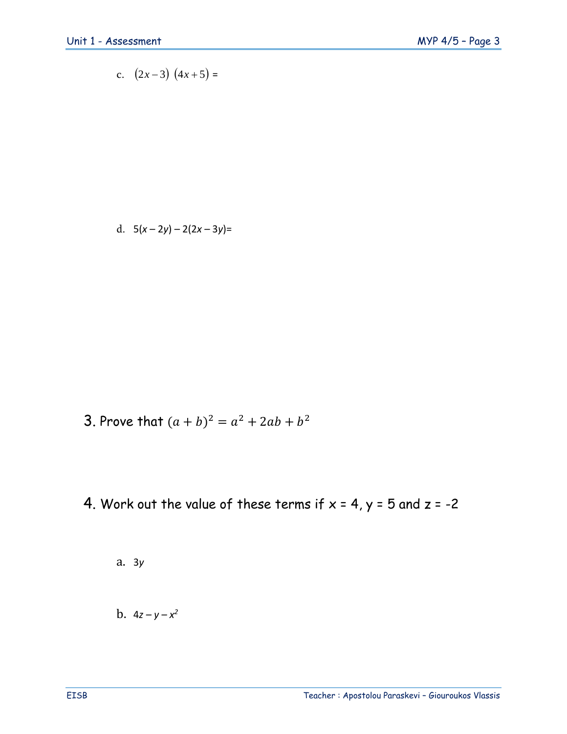c. $(2x-3)\ (4x+5)$ =

d. $5(x-2y)-2(2x-3y)$=

3. Prove that $(a+b)^2 = a^2 + 2ab + b^2$

4. Work out the value of these terms if x = 4, y = 5 and z = -2

a. $3y$

b. $4z - y - x^2$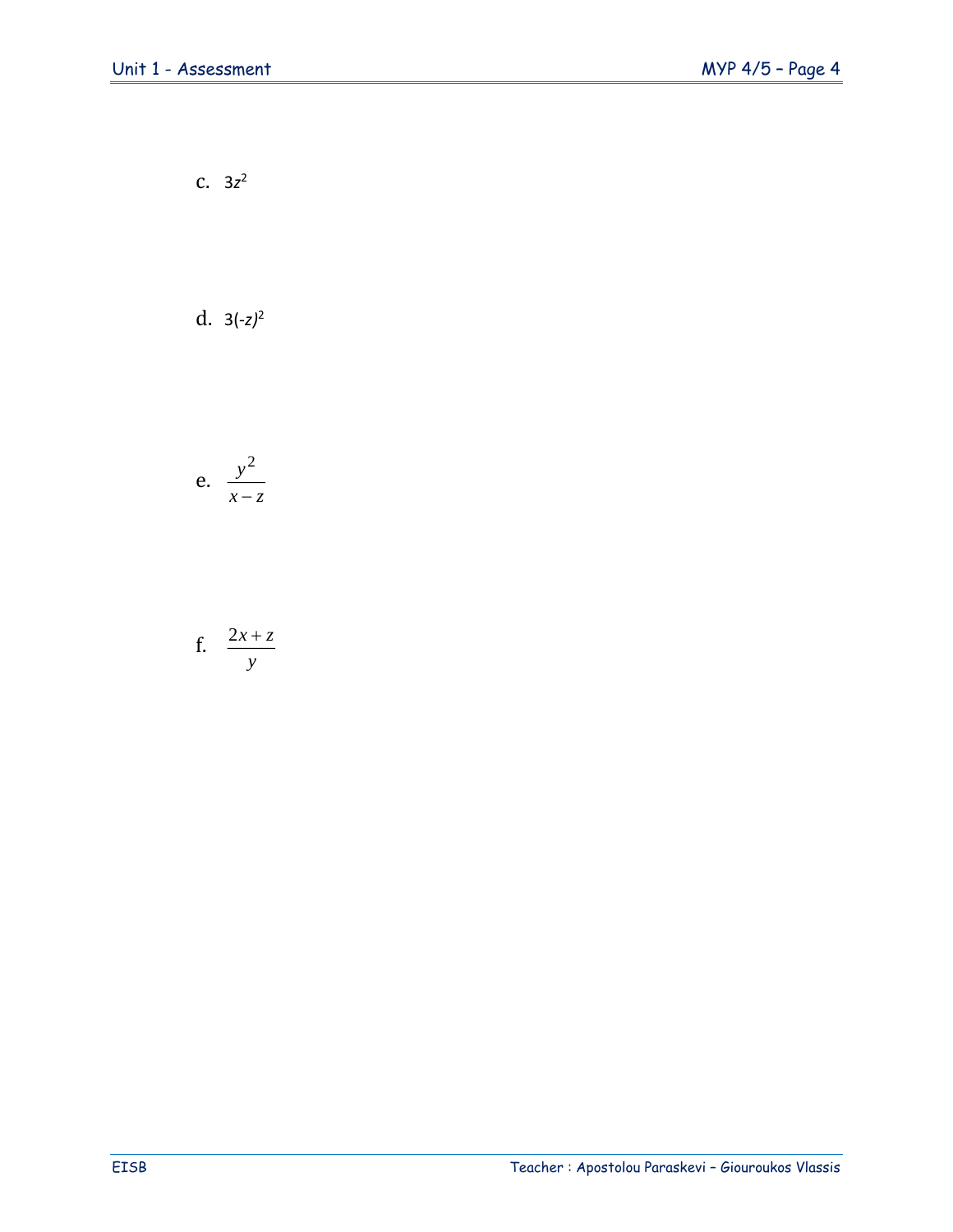c. $3z^2$

d. $3(-z)^2$

e. $\dfrac{y^2}{x-z}$

f. $\dfrac{2x+z}{y}$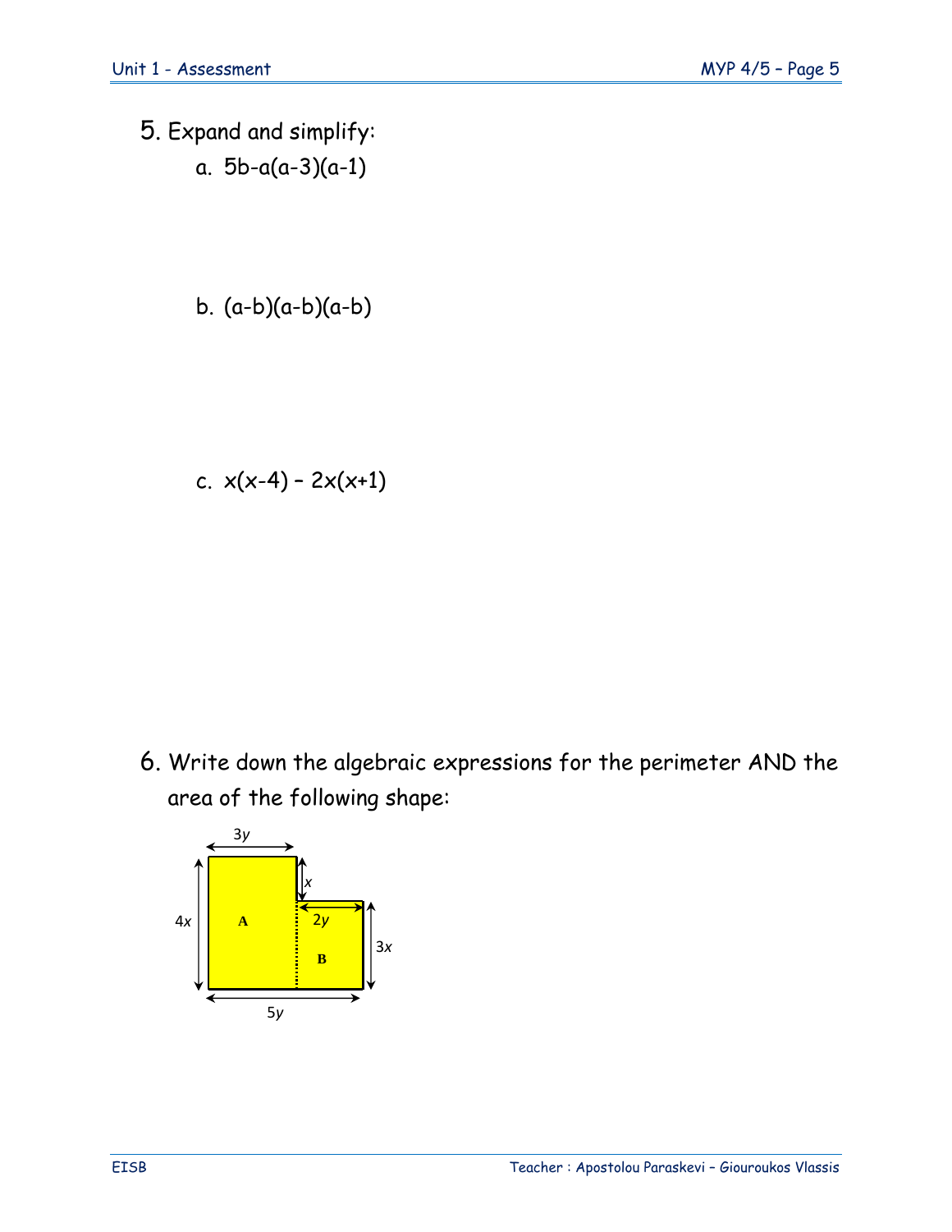5. Expand and simplify:

   a. $5b-a(a-3)(a-1)$

   b. $(a-b)(a-b)(a-b)$

   c. $x(x-4) - 2x(x+1)$

6. Write down the algebraic expressions for the perimeter AND the area of the following shape:

3*y*

*x*

4*x* A 2*y*

3*x*

B

5*y*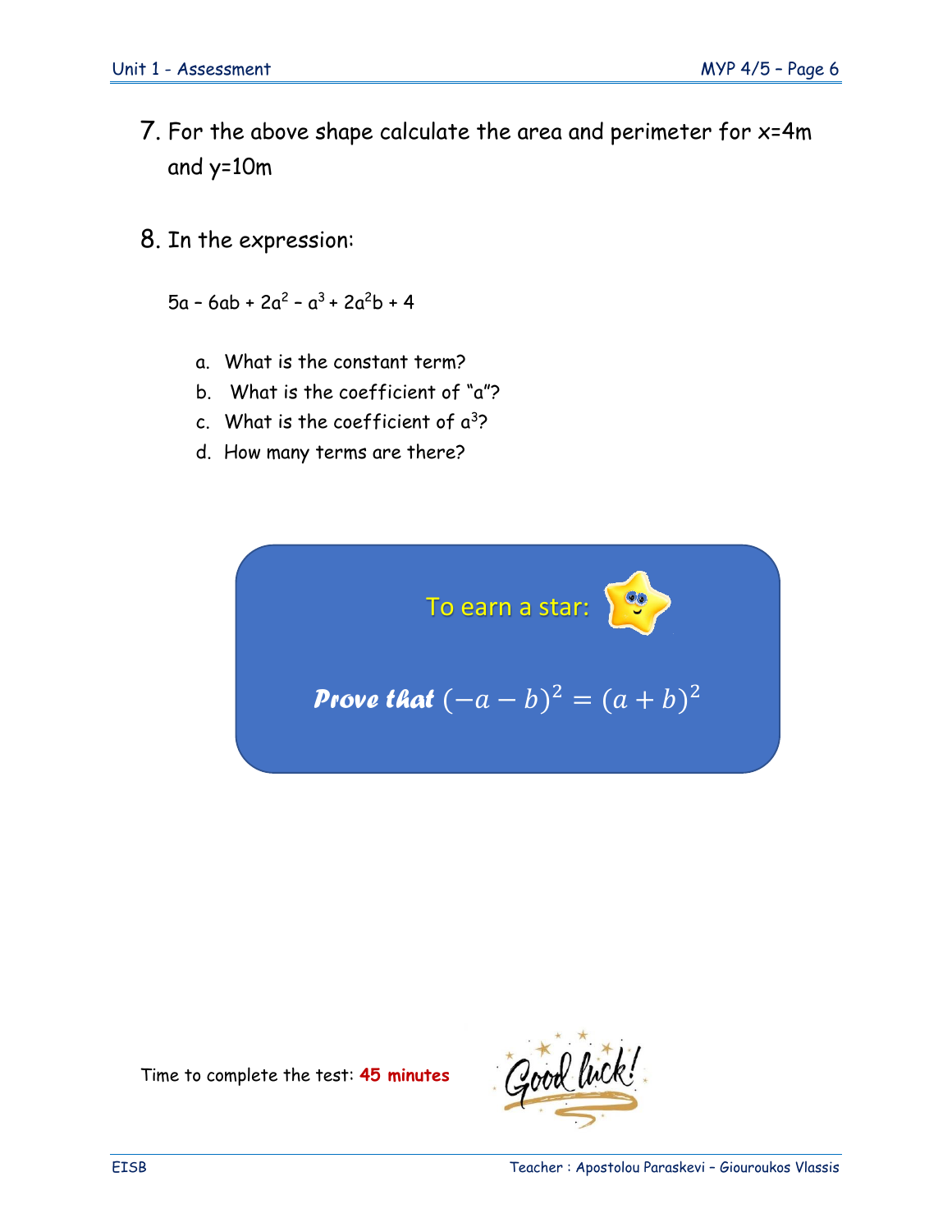7. For the above shape calculate the area and perimeter for x=4m and y=10m

8. In the expression:

   $5a - 6ab + 2a^2 - a^3 + 2a^2b + 4$

   a. What is the constant term?
   b. What is the coefficient of "a"?
   c. What is the coefficient of $a^3$?
   d. How many terms are there?

To earn a star:

***Prove that*** $(-a - b)^2 = (a + b)^2$

Time to complete the test: **45 minutes**

Good luck!